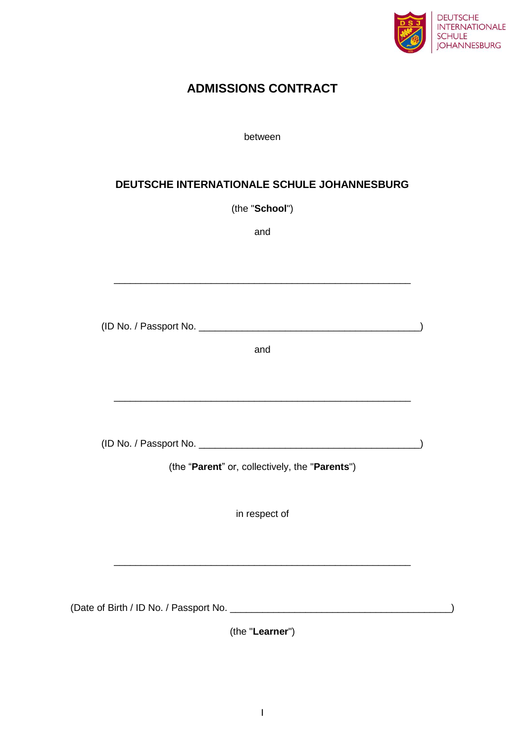DEUTSCHE INTERNATIONALE SCHULE JOHANNESBURG

# ADMISSIONS CONTRACT

between

**DEUTSCHE INTERNATIONALE SCHULE JOHANNESBURG**

(the "**School**")

and

\_\_\_\_\_\_\_\_\_\_\_\_\_\_\_\_\_\_\_\_\_\_\_\_\_\_\_\_\_\_\_\_\_\_\_\_\_\_\_\_\_\_\_\_\_\_\_\_\_\_\_\_\_\_

(ID No. / Passport No. \_\_\_\_\_\_\_\_\_\_\_\_\_\_\_\_\_\_\_\_\_\_\_\_\_\_\_\_\_\_\_\_\_\_\_\_\_\_\_\_)

and

\_\_\_\_\_\_\_\_\_\_\_\_\_\_\_\_\_\_\_\_\_\_\_\_\_\_\_\_\_\_\_\_\_\_\_\_\_\_\_\_\_\_\_\_\_\_\_\_\_\_\_\_\_\_

(ID No. / Passport No. \_\_\_\_\_\_\_\_\_\_\_\_\_\_\_\_\_\_\_\_\_\_\_\_\_\_\_\_\_\_\_\_\_\_\_\_\_\_\_\_)

(the "**Parent**" or, collectively, the "**Parents**")

in respect of

\_\_\_\_\_\_\_\_\_\_\_\_\_\_\_\_\_\_\_\_\_\_\_\_\_\_\_\_\_\_\_\_\_\_\_\_\_\_\_\_\_\_\_\_\_\_\_\_\_\_\_\_\_\_

(Date of Birth / ID No. / Passport No. \_\_\_\_\_\_\_\_\_\_\_\_\_\_\_\_\_\_\_\_\_\_\_\_\_\_\_\_\_\_\_\_\_\_\_\_\_\_\_\_)

(the "**Learner**")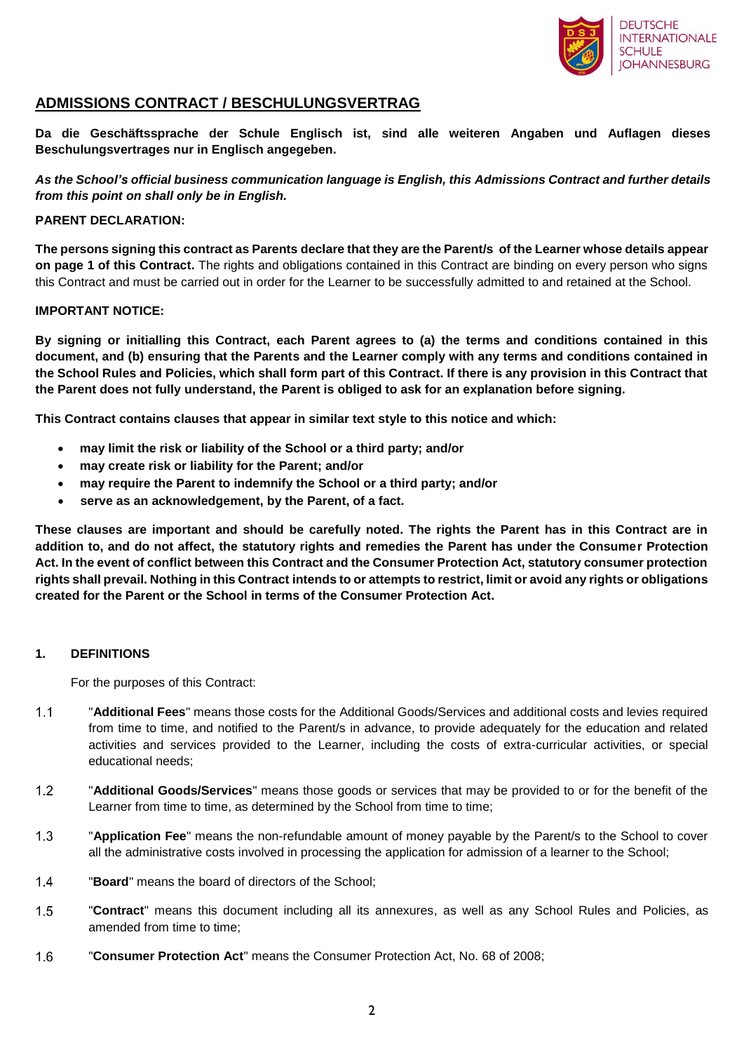## ADMISSIONS CONTRACT / BESCHULUNGSVERTRAG

**Da die Geschäftssprache der Schule Englisch ist, sind alle weiteren Angaben und Auflagen dieses Beschulungsvertrages nur in Englisch angegeben.**

***As the School's official business communication language is English, this Admissions Contract and further details from this point on shall only be in English.***

**PARENT DECLARATION:**

**The persons signing this contract as Parents declare that they are the Parent/s of the Learner whose details appear on page 1 of this Contract.** The rights and obligations contained in this Contract are binding on every person who signs this Contract and must be carried out in order for the Learner to be successfully admitted to and retained at the School.

**IMPORTANT NOTICE:**

**By signing or initialling this Contract, each Parent agrees to (a) the terms and conditions contained in this document, and (b) ensuring that the Parents and the Learner comply with any terms and conditions contained in the School Rules and Policies, which shall form part of this Contract. If there is any provision in this Contract that the Parent does not fully understand, the Parent is obliged to ask for an explanation before signing.**

**This Contract contains clauses that appear in similar text style to this notice and which:**

- **may limit the risk or liability of the School or a third party; and/or**
- **may create risk or liability for the Parent; and/or**
- **may require the Parent to indemnify the School or a third party; and/or**
- **serve as an acknowledgement, by the Parent, of a fact.**

**These clauses are important and should be carefully noted. The rights the Parent has in this Contract are in addition to, and do not affect, the statutory rights and remedies the Parent has under the Consumer Protection Act. In the event of conflict between this Contract and the Consumer Protection Act, statutory consumer protection rights shall prevail. Nothing in this Contract intends to or attempts to restrict, limit or avoid any rights or obligations created for the Parent or the School in terms of the Consumer Protection Act.**

### 1. DEFINITIONS

For the purposes of this Contract:

1.1 "**Additional Fees**" means those costs for the Additional Goods/Services and additional costs and levies required from time to time, and notified to the Parent/s in advance, to provide adequately for the education and related activities and services provided to the Learner, including the costs of extra-curricular activities, or special educational needs;

1.2 "**Additional Goods/Services**" means those goods or services that may be provided to or for the benefit of the Learner from time to time, as determined by the School from time to time;

1.3 "**Application Fee**" means the non-refundable amount of money payable by the Parent/s to the School to cover all the administrative costs involved in processing the application for admission of a learner to the School;

1.4 "**Board**" means the board of directors of the School;

1.5 "**Contract**" means this document including all its annexures, as well as any School Rules and Policies, as amended from time to time;

1.6 "**Consumer Protection Act**" means the Consumer Protection Act, No. 68 of 2008;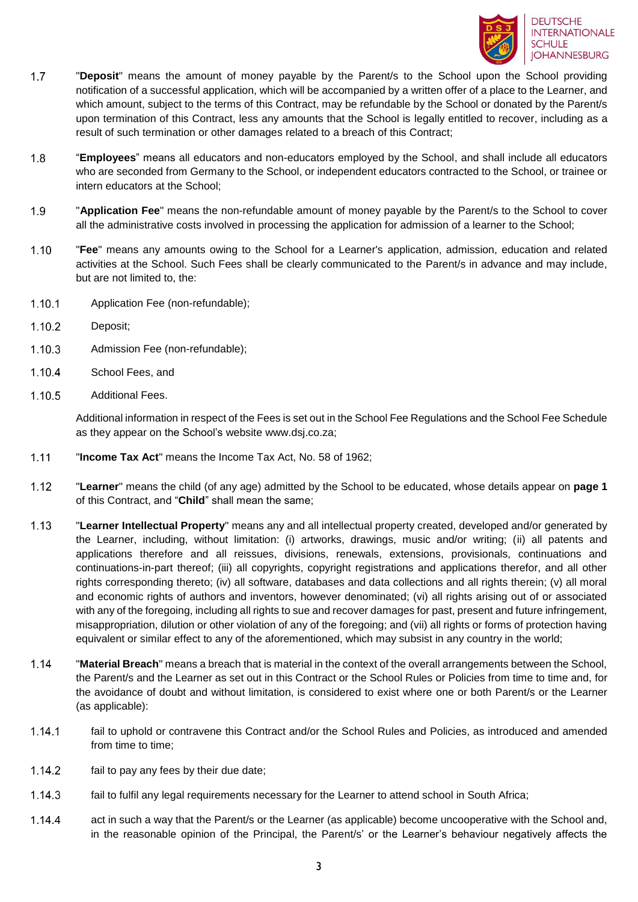1.7 "**Deposit**" means the amount of money payable by the Parent/s to the School upon the School providing notification of a successful application, which will be accompanied by a written offer of a place to the Learner, and which amount, subject to the terms of this Contract, may be refundable by the School or donated by the Parent/s upon termination of this Contract, less any amounts that the School is legally entitled to recover, including as a result of such termination or other damages related to a breach of this Contract;

1.8 "**Employees**" means all educators and non-educators employed by the School, and shall include all educators who are seconded from Germany to the School, or independent educators contracted to the School, or trainee or intern educators at the School;

1.9 "**Application Fee**" means the non-refundable amount of money payable by the Parent/s to the School to cover all the administrative costs involved in processing the application for admission of a learner to the School;

1.10 "**Fee**" means any amounts owing to the School for a Learner's application, admission, education and related activities at the School. Such Fees shall be clearly communicated to the Parent/s in advance and may include, but are not limited to, the:

1.10.1 Application Fee (non-refundable);

1.10.2 Deposit;

1.10.3 Admission Fee (non-refundable);

1.10.4 School Fees, and

1.10.5 Additional Fees.

Additional information in respect of the Fees is set out in the School Fee Regulations and the School Fee Schedule as they appear on the School's website www.dsj.co.za;

1.11 "**Income Tax Act**" means the Income Tax Act, No. 58 of 1962;

1.12 "**Learner**" means the child (of any age) admitted by the School to be educated, whose details appear on **page 1** of this Contract, and "**Child**" shall mean the same;

1.13 "**Learner Intellectual Property**" means any and all intellectual property created, developed and/or generated by the Learner, including, without limitation: (i) artworks, drawings, music and/or writing; (ii) all patents and applications therefore and all reissues, divisions, renewals, extensions, provisionals, continuations and continuations-in-part thereof; (iii) all copyrights, copyright registrations and applications therefor, and all other rights corresponding thereto; (iv) all software, databases and data collections and all rights therein; (v) all moral and economic rights of authors and inventors, however denominated; (vi) all rights arising out of or associated with any of the foregoing, including all rights to sue and recover damages for past, present and future infringement, misappropriation, dilution or other violation of any of the foregoing; and (vii) all rights or forms of protection having equivalent or similar effect to any of the aforementioned, which may subsist in any country in the world;

1.14 "**Material Breach**" means a breach that is material in the context of the overall arrangements between the School, the Parent/s and the Learner as set out in this Contract or the School Rules or Policies from time to time and, for the avoidance of doubt and without limitation, is considered to exist where one or both Parent/s or the Learner (as applicable):

1.14.1 fail to uphold or contravene this Contract and/or the School Rules and Policies, as introduced and amended from time to time;

1.14.2 fail to pay any fees by their due date;

1.14.3 fail to fulfil any legal requirements necessary for the Learner to attend school in South Africa;

1.14.4 act in such a way that the Parent/s or the Learner (as applicable) become uncooperative with the School and, in the reasonable opinion of the Principal, the Parent/s' or the Learner's behaviour negatively affects the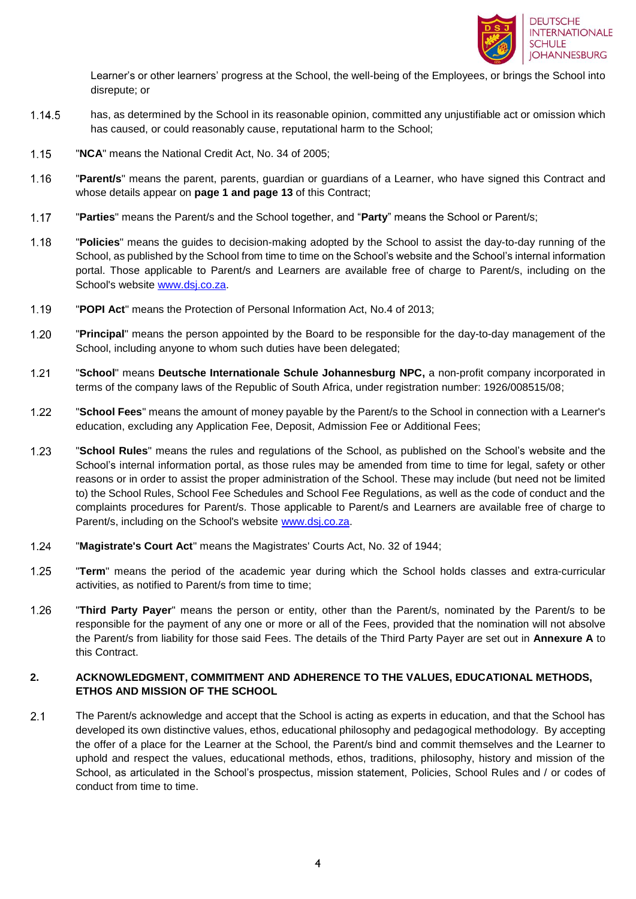Learner's or other learners' progress at the School, the well-being of the Employees, or brings the School into disrepute; or

1.14.5 has, as determined by the School in its reasonable opinion, committed any unjustifiable act or omission which has caused, or could reasonably cause, reputational harm to the School;

1.15 "**NCA**" means the National Credit Act, No. 34 of 2005;

1.16 "**Parent/s**" means the parent, parents, guardian or guardians of a Learner, who have signed this Contract and whose details appear on **page 1 and page 13** of this Contract;

1.17 "**Parties**" means the Parent/s and the School together, and "**Party**" means the School or Parent/s;

1.18 "**Policies**" means the guides to decision-making adopted by the School to assist the day-to-day running of the School, as published by the School from time to time on the School's website and the School's internal information portal. Those applicable to Parent/s and Learners are available free of charge to Parent/s, including on the School's website [www.dsj.co.za](http://www.dsj.co.za).

1.19 "**POPI Act**" means the Protection of Personal Information Act, No.4 of 2013;

1.20 "**Principal**" means the person appointed by the Board to be responsible for the day-to-day management of the School, including anyone to whom such duties have been delegated;

1.21 "**School**" means **Deutsche Internationale Schule Johannesburg NPC,** a non-profit company incorporated in terms of the company laws of the Republic of South Africa, under registration number: 1926/008515/08;

1.22 "**School Fees**" means the amount of money payable by the Parent/s to the School in connection with a Learner's education, excluding any Application Fee, Deposit, Admission Fee or Additional Fees;

1.23 "**School Rules**" means the rules and regulations of the School, as published on the School's website and the School's internal information portal, as those rules may be amended from time to time for legal, safety or other reasons or in order to assist the proper administration of the School. These may include (but need not be limited to) the School Rules, School Fee Schedules and School Fee Regulations, as well as the code of conduct and the complaints procedures for Parent/s. Those applicable to Parent/s and Learners are available free of charge to Parent/s, including on the School's website [www.dsj.co.za](http://www.dsj.co.za).

1.24 "**Magistrate's Court Act**" means the Magistrates' Courts Act, No. 32 of 1944;

1.25 "**Term**" means the period of the academic year during which the School holds classes and extra-curricular activities, as notified to Parent/s from time to time;

1.26 "**Third Party Payer**" means the person or entity, other than the Parent/s, nominated by the Parent/s to be responsible for the payment of any one or more or all of the Fees, provided that the nomination will not absolve the Parent/s from liability for those said Fees. The details of the Third Party Payer are set out in **Annexure A** to this Contract.

## 2. ACKNOWLEDGMENT, COMMITMENT AND ADHERENCE TO THE VALUES, EDUCATIONAL METHODS, ETHOS AND MISSION OF THE SCHOOL

2.1 The Parent/s acknowledge and accept that the School is acting as experts in education, and that the School has developed its own distinctive values, ethos, educational philosophy and pedagogical methodology. By accepting the offer of a place for the Learner at the School, the Parent/s bind and commit themselves and the Learner to uphold and respect the values, educational methods, ethos, traditions, philosophy, history and mission of the School, as articulated in the School's prospectus, mission statement, Policies, School Rules and / or codes of conduct from time to time.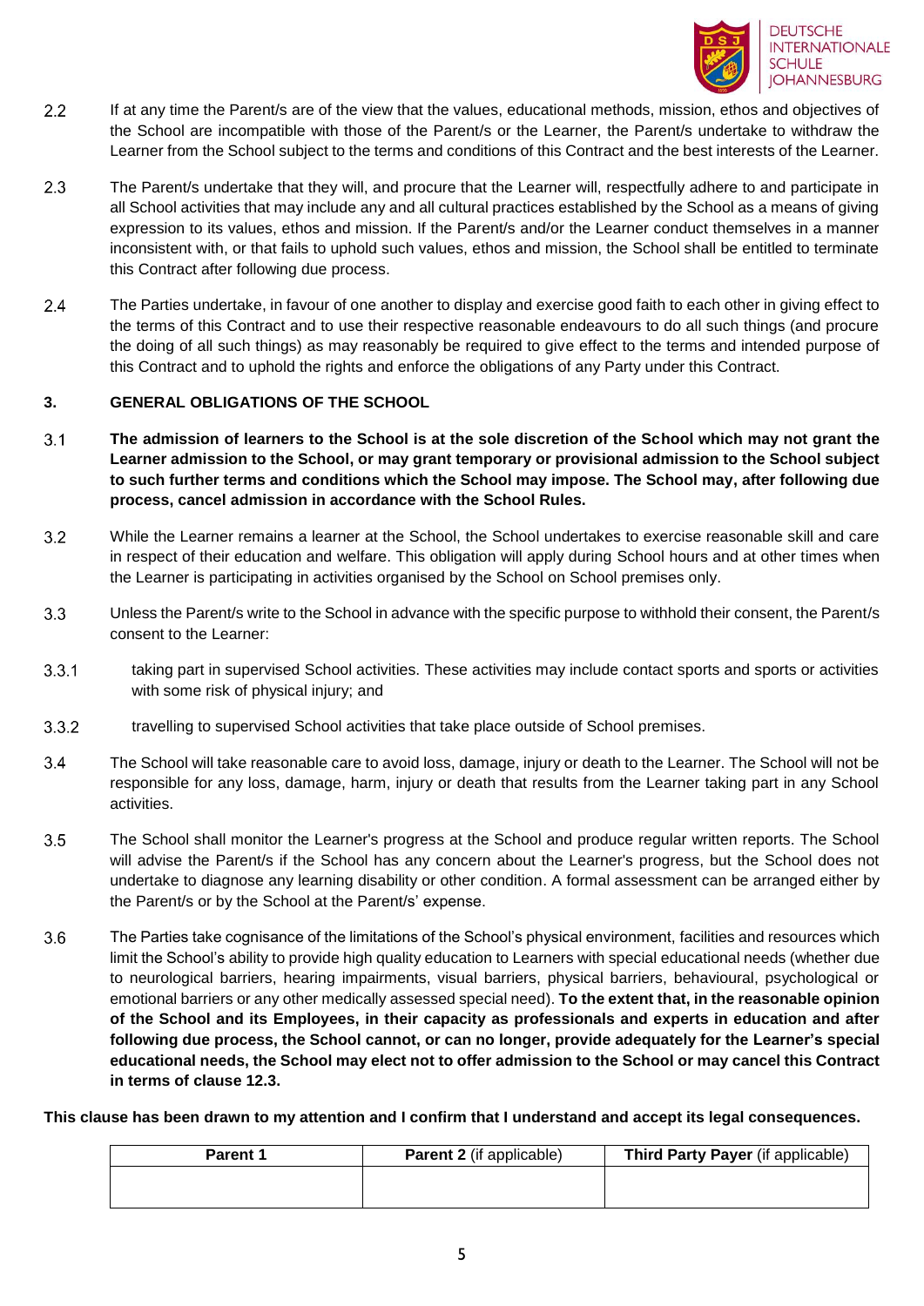2.2 If at any time the Parent/s are of the view that the values, educational methods, mission, ethos and objectives of the School are incompatible with those of the Parent/s or the Learner, the Parent/s undertake to withdraw the Learner from the School subject to the terms and conditions of this Contract and the best interests of the Learner.

2.3 The Parent/s undertake that they will, and procure that the Learner will, respectfully adhere to and participate in all School activities that may include any and all cultural practices established by the School as a means of giving expression to its values, ethos and mission. If the Parent/s and/or the Learner conduct themselves in a manner inconsistent with, or that fails to uphold such values, ethos and mission, the School shall be entitled to terminate this Contract after following due process.

2.4 The Parties undertake, in favour of one another to display and exercise good faith to each other in giving effect to the terms of this Contract and to use their respective reasonable endeavours to do all such things (and procure the doing of all such things) as may reasonably be required to give effect to the terms and intended purpose of this Contract and to uphold the rights and enforce the obligations of any Party under this Contract.

## 3. GENERAL OBLIGATIONS OF THE SCHOOL

3.1 **The admission of learners to the School is at the sole discretion of the School which may not grant the Learner admission to the School, or may grant temporary or provisional admission to the School subject to such further terms and conditions which the School may impose. The School may, after following due process, cancel admission in accordance with the School Rules.**

3.2 While the Learner remains a learner at the School, the School undertakes to exercise reasonable skill and care in respect of their education and welfare. This obligation will apply during School hours and at other times when the Learner is participating in activities organised by the School on School premises only.

3.3 Unless the Parent/s write to the School in advance with the specific purpose to withhold their consent, the Parent/s consent to the Learner:

3.3.1 taking part in supervised School activities. These activities may include contact sports and sports or activities with some risk of physical injury; and

3.3.2 travelling to supervised School activities that take place outside of School premises.

3.4 The School will take reasonable care to avoid loss, damage, injury or death to the Learner. The School will not be responsible for any loss, damage, harm, injury or death that results from the Learner taking part in any School activities.

3.5 The School shall monitor the Learner's progress at the School and produce regular written reports. The School will advise the Parent/s if the School has any concern about the Learner's progress, but the School does not undertake to diagnose any learning disability or other condition. A formal assessment can be arranged either by the Parent/s or by the School at the Parent/s' expense.

3.6 The Parties take cognisance of the limitations of the School's physical environment, facilities and resources which limit the School's ability to provide high quality education to Learners with special educational needs (whether due to neurological barriers, hearing impairments, visual barriers, physical barriers, behavioural, psychological or emotional barriers or any other medically assessed special need). **To the extent that, in the reasonable opinion of the School and its Employees, in their capacity as professionals and experts in education and after following due process, the School cannot, or can no longer, provide adequately for the Learner's special educational needs, the School may elect not to offer admission to the School or may cancel this Contract in terms of clause 12.3.**

**This clause has been drawn to my attention and I confirm that I understand and accept its legal consequences.**

| **Parent 1** | **Parent 2** (if applicable) | **Third Party Payer** (if applicable) |
|---|---|---|
| | | |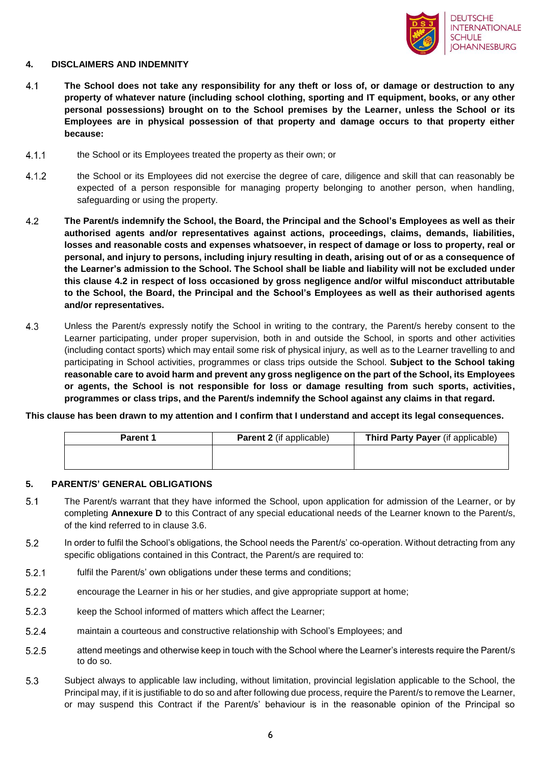## 4. DISCLAIMERS AND INDEMNITY

4.1 **The School does not take any responsibility for any theft or loss of, or damage or destruction to any property of whatever nature (including school clothing, sporting and IT equipment, books, or any other personal possessions) brought on to the School premises by the Learner, unless the School or its Employees are in physical possession of that property and damage occurs to that property either because:**

4.1.1 the School or its Employees treated the property as their own; or

4.1.2 the School or its Employees did not exercise the degree of care, diligence and skill that can reasonably be expected of a person responsible for managing property belonging to another person, when handling, safeguarding or using the property.

4.2 **The Parent/s indemnify the School, the Board, the Principal and the School's Employees as well as their authorised agents and/or representatives against actions, proceedings, claims, demands, liabilities, losses and reasonable costs and expenses whatsoever, in respect of damage or loss to property, real or personal, and injury to persons, including injury resulting in death, arising out of or as a consequence of the Learner's admission to the School. The School shall be liable and liability will not be excluded under this clause 4.2 in respect of loss occasioned by gross negligence and/or wilful misconduct attributable to the School, the Board, the Principal and the School's Employees as well as their authorised agents and/or representatives.**

4.3 Unless the Parent/s expressly notify the School in writing to the contrary, the Parent/s hereby consent to the Learner participating, under proper supervision, both in and outside the School, in sports and other activities (including contact sports) which may entail some risk of physical injury, as well as to the Learner travelling to and participating in School activities, programmes or class trips outside the School. **Subject to the School taking reasonable care to avoid harm and prevent any gross negligence on the part of the School, its Employees or agents, the School is not responsible for loss or damage resulting from such sports, activities, programmes or class trips, and the Parent/s indemnify the School against any claims in that regard.**

**This clause has been drawn to my attention and I confirm that I understand and accept its legal consequences.**

| **Parent 1** | **Parent 2** (if applicable) | **Third Party Payer** (if applicable) |
| --- | --- | --- |
| | | |

## 5. PARENT/S' GENERAL OBLIGATIONS

5.1 The Parent/s warrant that they have informed the School, upon application for admission of the Learner, or by completing **Annexure D** to this Contract of any special educational needs of the Learner known to the Parent/s, of the kind referred to in clause 3.6.

5.2 In order to fulfil the School's obligations, the School needs the Parent/s' co-operation. Without detracting from any specific obligations contained in this Contract, the Parent/s are required to:

5.2.1 fulfil the Parent/s' own obligations under these terms and conditions;

5.2.2 encourage the Learner in his or her studies, and give appropriate support at home;

5.2.3 keep the School informed of matters which affect the Learner;

5.2.4 maintain a courteous and constructive relationship with School's Employees; and

5.2.5 attend meetings and otherwise keep in touch with the School where the Learner's interests require the Parent/s to do so.

5.3 Subject always to applicable law including, without limitation, provincial legislation applicable to the School, the Principal may, if it is justifiable to do so and after following due process, require the Parent/s to remove the Learner, or may suspend this Contract if the Parent/s' behaviour is in the reasonable opinion of the Principal so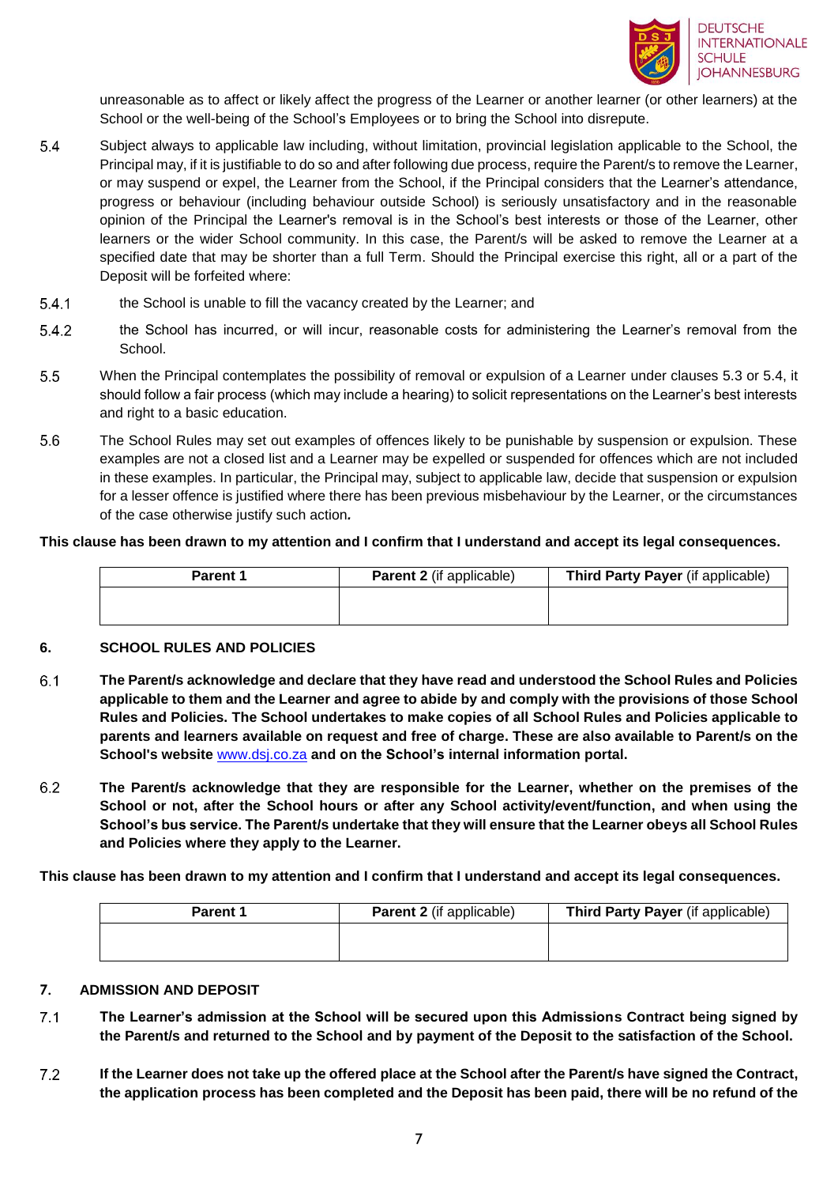unreasonable as to affect or likely affect the progress of the Learner or another learner (or other learners) at the School or the well-being of the School's Employees or to bring the School into disrepute.

5.4 Subject always to applicable law including, without limitation, provincial legislation applicable to the School, the Principal may, if it is justifiable to do so and after following due process, require the Parent/s to remove the Learner, or may suspend or expel, the Learner from the School, if the Principal considers that the Learner's attendance, progress or behaviour (including behaviour outside School) is seriously unsatisfactory and in the reasonable opinion of the Principal the Learner's removal is in the School's best interests or those of the Learner, other learners or the wider School community. In this case, the Parent/s will be asked to remove the Learner at a specified date that may be shorter than a full Term. Should the Principal exercise this right, all or a part of the Deposit will be forfeited where:

5.4.1 the School is unable to fill the vacancy created by the Learner; and

5.4.2 the School has incurred, or will incur, reasonable costs for administering the Learner's removal from the School.

5.5 When the Principal contemplates the possibility of removal or expulsion of a Learner under clauses 5.3 or 5.4, it should follow a fair process (which may include a hearing) to solicit representations on the Learner's best interests and right to a basic education.

5.6 The School Rules may set out examples of offences likely to be punishable by suspension or expulsion. These examples are not a closed list and a Learner may be expelled or suspended for offences which are not included in these examples. In particular, the Principal may, subject to applicable law, decide that suspension or expulsion for a lesser offence is justified where there has been previous misbehaviour by the Learner, or the circumstances of the case otherwise justify such action*.*

**This clause has been drawn to my attention and I confirm that I understand and accept its legal consequences.**

| **Parent 1** | **Parent 2** (if applicable) | **Third Party Payer** (if applicable) |
|---|---|---|
| | | |

## 6. SCHOOL RULES AND POLICIES

6.1 **The Parent/s acknowledge and declare that they have read and understood the School Rules and Policies applicable to them and the Learner and agree to abide by and comply with the provisions of those School Rules and Policies. The School undertakes to make copies of all School Rules and Policies applicable to parents and learners available on request and free of charge. These are also available to Parent/s on the School's website** www.dsj.co.za **and on the School's internal information portal.**

6.2 **The Parent/s acknowledge that they are responsible for the Learner, whether on the premises of the School or not, after the School hours or after any School activity/event/function, and when using the School's bus service. The Parent/s undertake that they will ensure that the Learner obeys all School Rules and Policies where they apply to the Learner.**

**This clause has been drawn to my attention and I confirm that I understand and accept its legal consequences.**

| **Parent 1** | **Parent 2** (if applicable) | **Third Party Payer** (if applicable) |
|---|---|---|
| | | |

## 7. ADMISSION AND DEPOSIT

7.1 **The Learner's admission at the School will be secured upon this Admissions Contract being signed by the Parent/s and returned to the School and by payment of the Deposit to the satisfaction of the School.**

7.2 **If the Learner does not take up the offered place at the School after the Parent/s have signed the Contract, the application process has been completed and the Deposit has been paid, there will be no refund of the**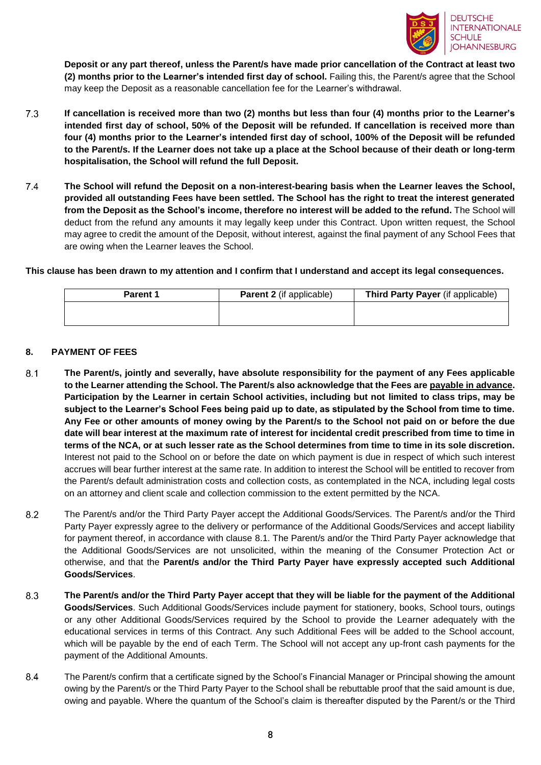**Deposit or any part thereof, unless the Parent/s have made prior cancellation of the Contract at least two (2) months prior to the Learner's intended first day of school.** Failing this, the Parent/s agree that the School may keep the Deposit as a reasonable cancellation fee for the Learner's withdrawal.

7.3 **If cancellation is received more than two (2) months but less than four (4) months prior to the Learner's intended first day of school, 50% of the Deposit will be refunded. If cancellation is received more than four (4) months prior to the Learner's intended first day of school, 100% of the Deposit will be refunded to the Parent/s. If the Learner does not take up a place at the School because of their death or long-term hospitalisation, the School will refund the full Deposit.**

7.4 **The School will refund the Deposit on a non-interest-bearing basis when the Learner leaves the School, provided all outstanding Fees have been settled. The School has the right to treat the interest generated from the Deposit as the School's income, therefore no interest will be added to the refund.** The School will deduct from the refund any amounts it may legally keep under this Contract. Upon written request, the School may agree to credit the amount of the Deposit, without interest, against the final payment of any School Fees that are owing when the Learner leaves the School.

**This clause has been drawn to my attention and I confirm that I understand and accept its legal consequences.**

| **Parent 1** | **Parent 2** (if applicable) | **Third Party Payer** (if applicable) |
|---|---|---|
| | | |

## 8. PAYMENT OF FEES

8.1 **The Parent/s, jointly and severally, have absolute responsibility for the payment of any Fees applicable to the Learner attending the School. The Parent/s also acknowledge that the Fees are payable in advance. Participation by the Learner in certain School activities, including but not limited to class trips, may be subject to the Learner's School Fees being paid up to date, as stipulated by the School from time to time. Any Fee or other amounts of money owing by the Parent/s to the School not paid on or before the due date will bear interest at the maximum rate of interest for incidental credit prescribed from time to time in terms of the NCA, or at such lesser rate as the School determines from time to time in its sole discretion.** Interest not paid to the School on or before the date on which payment is due in respect of which such interest accrues will bear further interest at the same rate. In addition to interest the School will be entitled to recover from the Parent/s default administration costs and collection costs, as contemplated in the NCA, including legal costs on an attorney and client scale and collection commission to the extent permitted by the NCA.

8.2 The Parent/s and/or the Third Party Payer accept the Additional Goods/Services. The Parent/s and/or the Third Party Payer expressly agree to the delivery or performance of the Additional Goods/Services and accept liability for payment thereof, in accordance with clause 8.1. The Parent/s and/or the Third Party Payer acknowledge that the Additional Goods/Services are not unsolicited, within the meaning of the Consumer Protection Act or otherwise, and that the **Parent/s and/or the Third Party Payer have expressly accepted such Additional Goods/Services**.

8.3 **The Parent/s and/or the Third Party Payer accept that they will be liable for the payment of the Additional Goods/Services**. Such Additional Goods/Services include payment for stationery, books, School tours, outings or any other Additional Goods/Services required by the School to provide the Learner adequately with the educational services in terms of this Contract. Any such Additional Fees will be added to the School account, which will be payable by the end of each Term. The School will not accept any up-front cash payments for the payment of the Additional Amounts.

8.4 The Parent/s confirm that a certificate signed by the School's Financial Manager or Principal showing the amount owing by the Parent/s or the Third Party Payer to the School shall be rebuttable proof that the said amount is due, owing and payable. Where the quantum of the School's claim is thereafter disputed by the Parent/s or the Third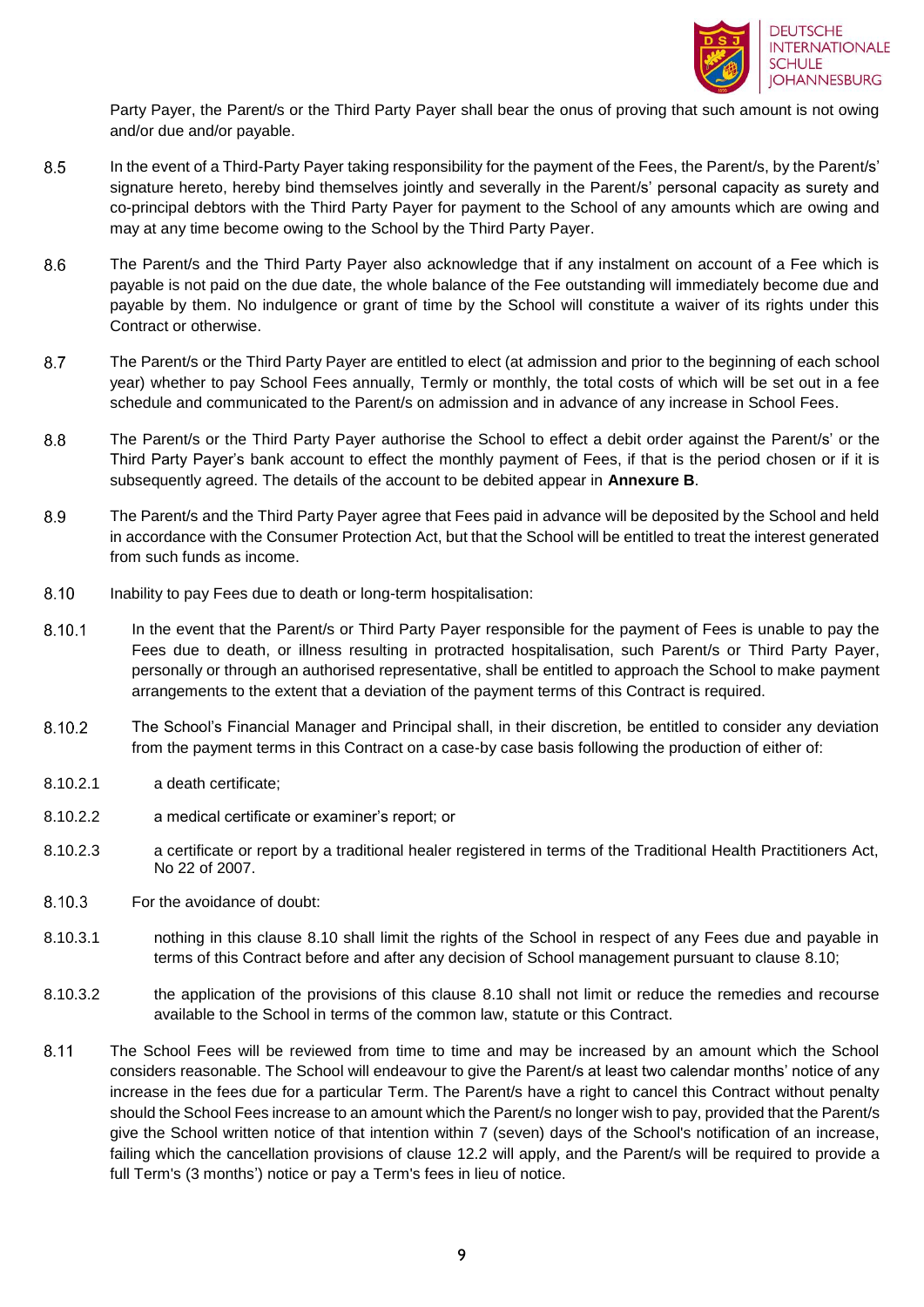Party Payer, the Parent/s or the Third Party Payer shall bear the onus of proving that such amount is not owing and/or due and/or payable.

8.5 In the event of a Third-Party Payer taking responsibility for the payment of the Fees, the Parent/s, by the Parent/s' signature hereto, hereby bind themselves jointly and severally in the Parent/s' personal capacity as surety and co-principal debtors with the Third Party Payer for payment to the School of any amounts which are owing and may at any time become owing to the School by the Third Party Payer.

8.6 The Parent/s and the Third Party Payer also acknowledge that if any instalment on account of a Fee which is payable is not paid on the due date, the whole balance of the Fee outstanding will immediately become due and payable by them. No indulgence or grant of time by the School will constitute a waiver of its rights under this Contract or otherwise.

8.7 The Parent/s or the Third Party Payer are entitled to elect (at admission and prior to the beginning of each school year) whether to pay School Fees annually, Termly or monthly, the total costs of which will be set out in a fee schedule and communicated to the Parent/s on admission and in advance of any increase in School Fees.

8.8 The Parent/s or the Third Party Payer authorise the School to effect a debit order against the Parent/s' or the Third Party Payer's bank account to effect the monthly payment of Fees, if that is the period chosen or if it is subsequently agreed. The details of the account to be debited appear in **Annexure B**.

8.9 The Parent/s and the Third Party Payer agree that Fees paid in advance will be deposited by the School and held in accordance with the Consumer Protection Act, but that the School will be entitled to treat the interest generated from such funds as income.

8.10 Inability to pay Fees due to death or long-term hospitalisation:

8.10.1 In the event that the Parent/s or Third Party Payer responsible for the payment of Fees is unable to pay the Fees due to death, or illness resulting in protracted hospitalisation, such Parent/s or Third Party Payer, personally or through an authorised representative, shall be entitled to approach the School to make payment arrangements to the extent that a deviation of the payment terms of this Contract is required.

8.10.2 The School's Financial Manager and Principal shall, in their discretion, be entitled to consider any deviation from the payment terms in this Contract on a case-by case basis following the production of either of:

8.10.2.1 a death certificate;

8.10.2.2 a medical certificate or examiner's report; or

8.10.2.3 a certificate or report by a traditional healer registered in terms of the Traditional Health Practitioners Act, No 22 of 2007.

8.10.3 For the avoidance of doubt:

8.10.3.1 nothing in this clause 8.10 shall limit the rights of the School in respect of any Fees due and payable in terms of this Contract before and after any decision of School management pursuant to clause 8.10;

8.10.3.2 the application of the provisions of this clause 8.10 shall not limit or reduce the remedies and recourse available to the School in terms of the common law, statute or this Contract.

8.11 The School Fees will be reviewed from time to time and may be increased by an amount which the School considers reasonable. The School will endeavour to give the Parent/s at least two calendar months' notice of any increase in the fees due for a particular Term. The Parent/s have a right to cancel this Contract without penalty should the School Fees increase to an amount which the Parent/s no longer wish to pay, provided that the Parent/s give the School written notice of that intention within 7 (seven) days of the School's notification of an increase, failing which the cancellation provisions of clause 12.2 will apply, and the Parent/s will be required to provide a full Term's (3 months') notice or pay a Term's fees in lieu of notice.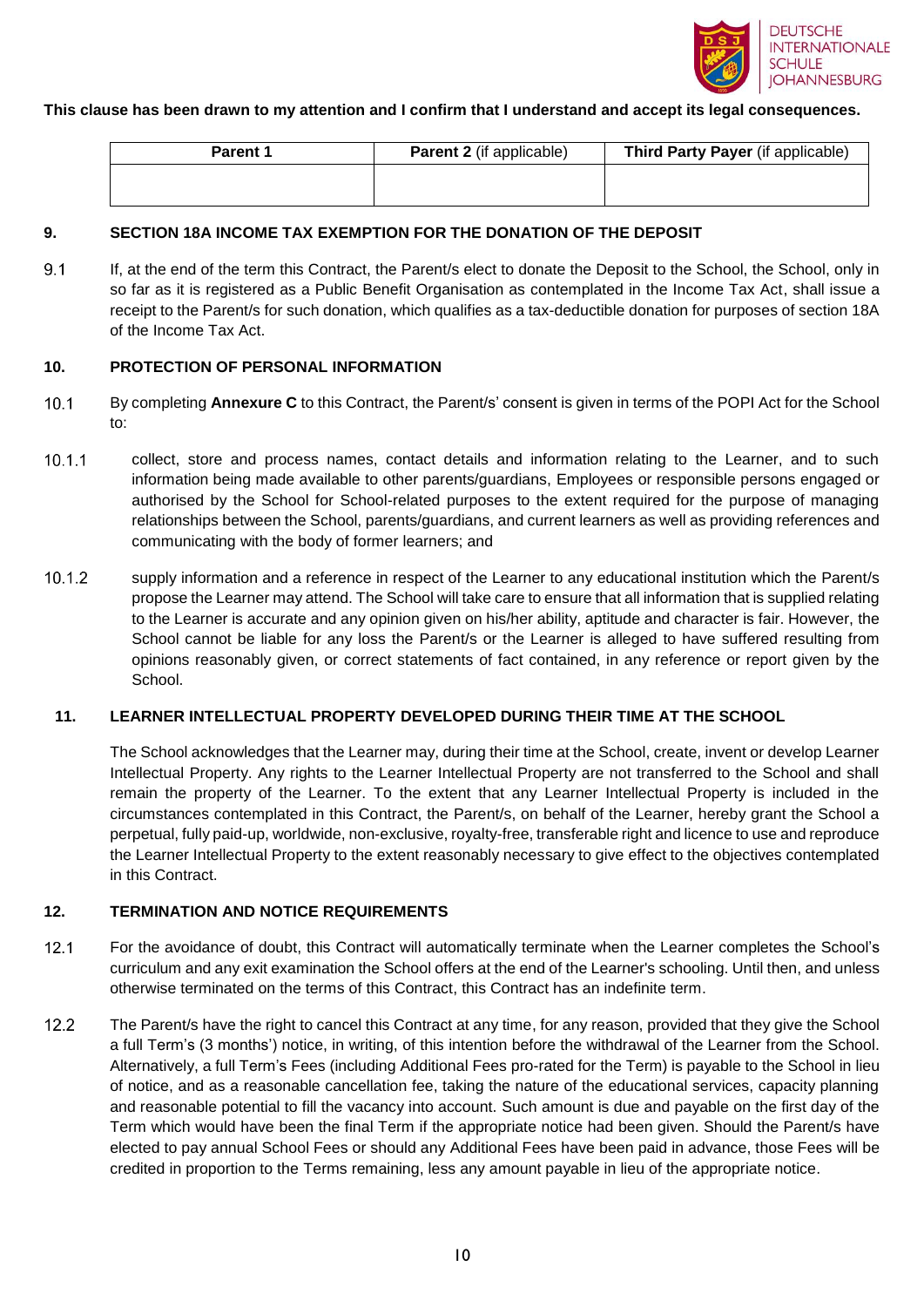**This clause has been drawn to my attention and I confirm that I understand and accept its legal consequences.**

| **Parent 1** | **Parent 2** (if applicable) | **Third Party Payer** (if applicable) |
| --- | --- | --- |
| | | |

**9. SECTION 18A INCOME TAX EXEMPTION FOR THE DONATION OF THE DEPOSIT**

9.1 If, at the end of the term this Contract, the Parent/s elect to donate the Deposit to the School, the School, only in so far as it is registered as a Public Benefit Organisation as contemplated in the Income Tax Act, shall issue a receipt to the Parent/s for such donation, which qualifies as a tax-deductible donation for purposes of section 18A of the Income Tax Act.

**10. PROTECTION OF PERSONAL INFORMATION**

10.1 By completing **Annexure C** to this Contract, the Parent/s' consent is given in terms of the POPI Act for the School to:

10.1.1 collect, store and process names, contact details and information relating to the Learner, and to such information being made available to other parents/guardians, Employees or responsible persons engaged or authorised by the School for School-related purposes to the extent required for the purpose of managing relationships between the School, parents/guardians, and current learners as well as providing references and communicating with the body of former learners; and

10.1.2 supply information and a reference in respect of the Learner to any educational institution which the Parent/s propose the Learner may attend. The School will take care to ensure that all information that is supplied relating to the Learner is accurate and any opinion given on his/her ability, aptitude and character is fair. However, the School cannot be liable for any loss the Parent/s or the Learner is alleged to have suffered resulting from opinions reasonably given, or correct statements of fact contained, in any reference or report given by the School.

**11. LEARNER INTELLECTUAL PROPERTY DEVELOPED DURING THEIR TIME AT THE SCHOOL**

The School acknowledges that the Learner may, during their time at the School, create, invent or develop Learner Intellectual Property. Any rights to the Learner Intellectual Property are not transferred to the School and shall remain the property of the Learner. To the extent that any Learner Intellectual Property is included in the circumstances contemplated in this Contract, the Parent/s, on behalf of the Learner, hereby grant the School a perpetual, fully paid-up, worldwide, non-exclusive, royalty-free, transferable right and licence to use and reproduce the Learner Intellectual Property to the extent reasonably necessary to give effect to the objectives contemplated in this Contract.

**12. TERMINATION AND NOTICE REQUIREMENTS**

12.1 For the avoidance of doubt, this Contract will automatically terminate when the Learner completes the School's curriculum and any exit examination the School offers at the end of the Learner's schooling. Until then, and unless otherwise terminated on the terms of this Contract, this Contract has an indefinite term.

12.2 The Parent/s have the right to cancel this Contract at any time, for any reason, provided that they give the School a full Term's (3 months') notice, in writing, of this intention before the withdrawal of the Learner from the School. Alternatively, a full Term's Fees (including Additional Fees pro-rated for the Term) is payable to the School in lieu of notice, and as a reasonable cancellation fee, taking the nature of the educational services, capacity planning and reasonable potential to fill the vacancy into account. Such amount is due and payable on the first day of the Term which would have been the final Term if the appropriate notice had been given. Should the Parent/s have elected to pay annual School Fees or should any Additional Fees have been paid in advance, those Fees will be credited in proportion to the Terms remaining, less any amount payable in lieu of the appropriate notice.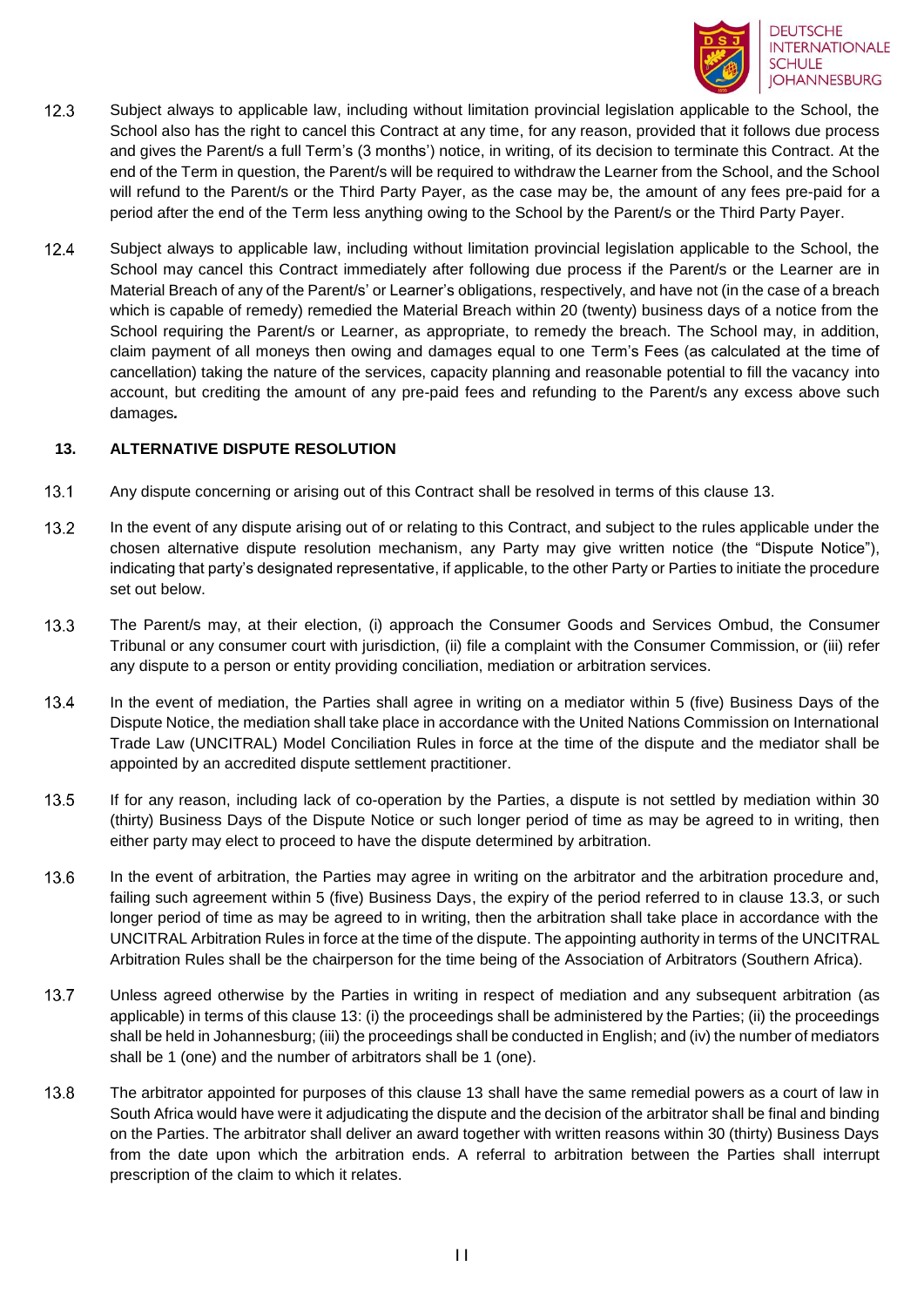12.3 Subject always to applicable law, including without limitation provincial legislation applicable to the School, the School also has the right to cancel this Contract at any time, for any reason, provided that it follows due process and gives the Parent/s a full Term's (3 months') notice, in writing, of its decision to terminate this Contract. At the end of the Term in question, the Parent/s will be required to withdraw the Learner from the School, and the School will refund to the Parent/s or the Third Party Payer, as the case may be, the amount of any fees pre-paid for a period after the end of the Term less anything owing to the School by the Parent/s or the Third Party Payer.

12.4 Subject always to applicable law, including without limitation provincial legislation applicable to the School, the School may cancel this Contract immediately after following due process if the Parent/s or the Learner are in Material Breach of any of the Parent/s' or Learner's obligations, respectively, and have not (in the case of a breach which is capable of remedy) remedied the Material Breach within 20 (twenty) business days of a notice from the School requiring the Parent/s or Learner, as appropriate, to remedy the breach. The School may, in addition, claim payment of all moneys then owing and damages equal to one Term's Fees (as calculated at the time of cancellation) taking the nature of the services, capacity planning and reasonable potential to fill the vacancy into account, but crediting the amount of any pre-paid fees and refunding to the Parent/s any excess above such damages**.**

## 13. ALTERNATIVE DISPUTE RESOLUTION

13.1 Any dispute concerning or arising out of this Contract shall be resolved in terms of this clause 13.

13.2 In the event of any dispute arising out of or relating to this Contract, and subject to the rules applicable under the chosen alternative dispute resolution mechanism, any Party may give written notice (the "Dispute Notice"), indicating that party's designated representative, if applicable, to the other Party or Parties to initiate the procedure set out below.

13.3 The Parent/s may, at their election, (i) approach the Consumer Goods and Services Ombud, the Consumer Tribunal or any consumer court with jurisdiction, (ii) file a complaint with the Consumer Commission, or (iii) refer any dispute to a person or entity providing conciliation, mediation or arbitration services.

13.4 In the event of mediation, the Parties shall agree in writing on a mediator within 5 (five) Business Days of the Dispute Notice, the mediation shall take place in accordance with the United Nations Commission on International Trade Law (UNCITRAL) Model Conciliation Rules in force at the time of the dispute and the mediator shall be appointed by an accredited dispute settlement practitioner.

13.5 If for any reason, including lack of co-operation by the Parties, a dispute is not settled by mediation within 30 (thirty) Business Days of the Dispute Notice or such longer period of time as may be agreed to in writing, then either party may elect to proceed to have the dispute determined by arbitration.

13.6 In the event of arbitration, the Parties may agree in writing on the arbitrator and the arbitration procedure and, failing such agreement within 5 (five) Business Days, the expiry of the period referred to in clause 13.3, or such longer period of time as may be agreed to in writing, then the arbitration shall take place in accordance with the UNCITRAL Arbitration Rules in force at the time of the dispute. The appointing authority in terms of the UNCITRAL Arbitration Rules shall be the chairperson for the time being of the Association of Arbitrators (Southern Africa).

13.7 Unless agreed otherwise by the Parties in writing in respect of mediation and any subsequent arbitration (as applicable) in terms of this clause 13: (i) the proceedings shall be administered by the Parties; (ii) the proceedings shall be held in Johannesburg; (iii) the proceedings shall be conducted in English; and (iv) the number of mediators shall be 1 (one) and the number of arbitrators shall be 1 (one).

13.8 The arbitrator appointed for purposes of this clause 13 shall have the same remedial powers as a court of law in South Africa would have were it adjudicating the dispute and the decision of the arbitrator shall be final and binding on the Parties. The arbitrator shall deliver an award together with written reasons within 30 (thirty) Business Days from the date upon which the arbitration ends. A referral to arbitration between the Parties shall interrupt prescription of the claim to which it relates.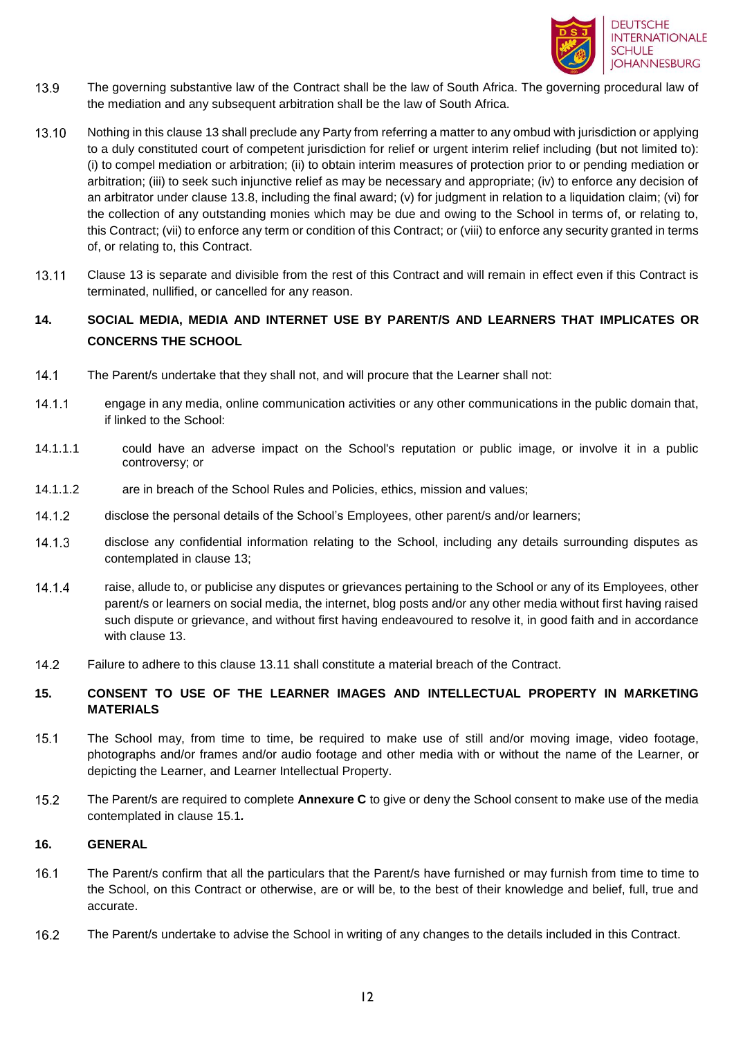13.9 The governing substantive law of the Contract shall be the law of South Africa. The governing procedural law of the mediation and any subsequent arbitration shall be the law of South Africa.

13.10 Nothing in this clause 13 shall preclude any Party from referring a matter to any ombud with jurisdiction or applying to a duly constituted court of competent jurisdiction for relief or urgent interim relief including (but not limited to): (i) to compel mediation or arbitration; (ii) to obtain interim measures of protection prior to or pending mediation or arbitration; (iii) to seek such injunctive relief as may be necessary and appropriate; (iv) to enforce any decision of an arbitrator under clause 13.8, including the final award; (v) for judgment in relation to a liquidation claim; (vi) for the collection of any outstanding monies which may be due and owing to the School in terms of, or relating to, this Contract; (vii) to enforce any term or condition of this Contract; or (viii) to enforce any security granted in terms of, or relating to, this Contract.

13.11 Clause 13 is separate and divisible from the rest of this Contract and will remain in effect even if this Contract is terminated, nullified, or cancelled for any reason.

## 14. SOCIAL MEDIA, MEDIA AND INTERNET USE BY PARENT/S AND LEARNERS THAT IMPLICATES OR CONCERNS THE SCHOOL

14.1 The Parent/s undertake that they shall not, and will procure that the Learner shall not:

14.1.1 engage in any media, online communication activities or any other communications in the public domain that, if linked to the School:

14.1.1.1 could have an adverse impact on the School's reputation or public image, or involve it in a public controversy; or

14.1.1.2 are in breach of the School Rules and Policies, ethics, mission and values;

14.1.2 disclose the personal details of the School's Employees, other parent/s and/or learners;

14.1.3 disclose any confidential information relating to the School, including any details surrounding disputes as contemplated in clause 13;

14.1.4 raise, allude to, or publicise any disputes or grievances pertaining to the School or any of its Employees, other parent/s or learners on social media, the internet, blog posts and/or any other media without first having raised such dispute or grievance, and without first having endeavoured to resolve it, in good faith and in accordance with clause 13.

14.2 Failure to adhere to this clause 13.11 shall constitute a material breach of the Contract.

## 15. CONSENT TO USE OF THE LEARNER IMAGES AND INTELLECTUAL PROPERTY IN MARKETING MATERIALS

15.1 The School may, from time to time, be required to make use of still and/or moving image, video footage, photographs and/or frames and/or audio footage and other media with or without the name of the Learner, or depicting the Learner, and Learner Intellectual Property.

15.2 The Parent/s are required to complete **Annexure C** to give or deny the School consent to make use of the media contemplated in clause 15.1*.*

## 16. GENERAL

16.1 The Parent/s confirm that all the particulars that the Parent/s have furnished or may furnish from time to time to the School, on this Contract or otherwise, are or will be, to the best of their knowledge and belief, full, true and accurate.

16.2 The Parent/s undertake to advise the School in writing of any changes to the details included in this Contract.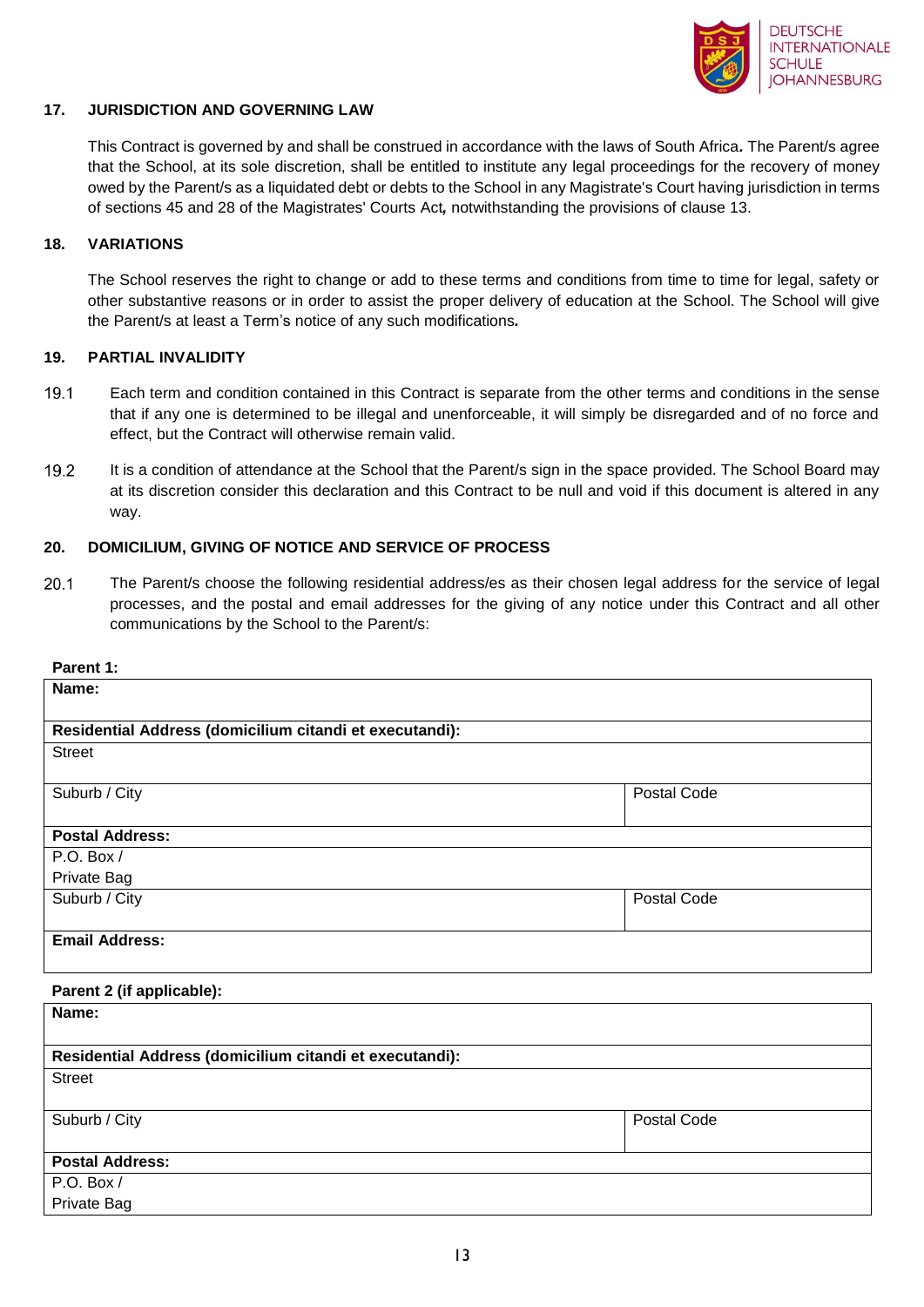## 17. JURISDICTION AND GOVERNING LAW

This Contract is governed by and shall be construed in accordance with the laws of South Africa**.** The Parent/s agree that the School, at its sole discretion, shall be entitled to institute any legal proceedings for the recovery of money owed by the Parent/s as a liquidated debt or debts to the School in any Magistrate's Court having jurisdiction in terms of sections 45 and 28 of the Magistrates' Courts Act*,* notwithstanding the provisions of clause 13.

## 18. VARIATIONS

The School reserves the right to change or add to these terms and conditions from time to time for legal, safety or other substantive reasons or in order to assist the proper delivery of education at the School. The School will give the Parent/s at least a Term's notice of any such modifications**.**

## 19. PARTIAL INVALIDITY

19.1 Each term and condition contained in this Contract is separate from the other terms and conditions in the sense that if any one is determined to be illegal and unenforceable, it will simply be disregarded and of no force and effect, but the Contract will otherwise remain valid.

19.2 It is a condition of attendance at the School that the Parent/s sign in the space provided. The School Board may at its discretion consider this declaration and this Contract to be null and void if this document is altered in any way.

## 20. DOMICILIUM, GIVING OF NOTICE AND SERVICE OF PROCESS

20.1 The Parent/s choose the following residential address/es as their chosen legal address for the service of legal processes, and the postal and email addresses for the giving of any notice under this Contract and all other communications by the School to the Parent/s:

**Parent 1:**

| **Name:** | |
|---|---|
| **Residential Address (domicilium citandi et executandi):** | |
| Street | |
| Suburb / City | Postal Code |
| **Postal Address:** | |
| P.O. Box / Private Bag | |
| Suburb / City | Postal Code |
| **Email Address:** | |

**Parent 2 (if applicable):**

| **Name:** | |
|---|---|
| **Residential Address (domicilium citandi et executandi):** | |
| Street | |
| Suburb / City | Postal Code |
| **Postal Address:** | |
| P.O. Box / Private Bag | |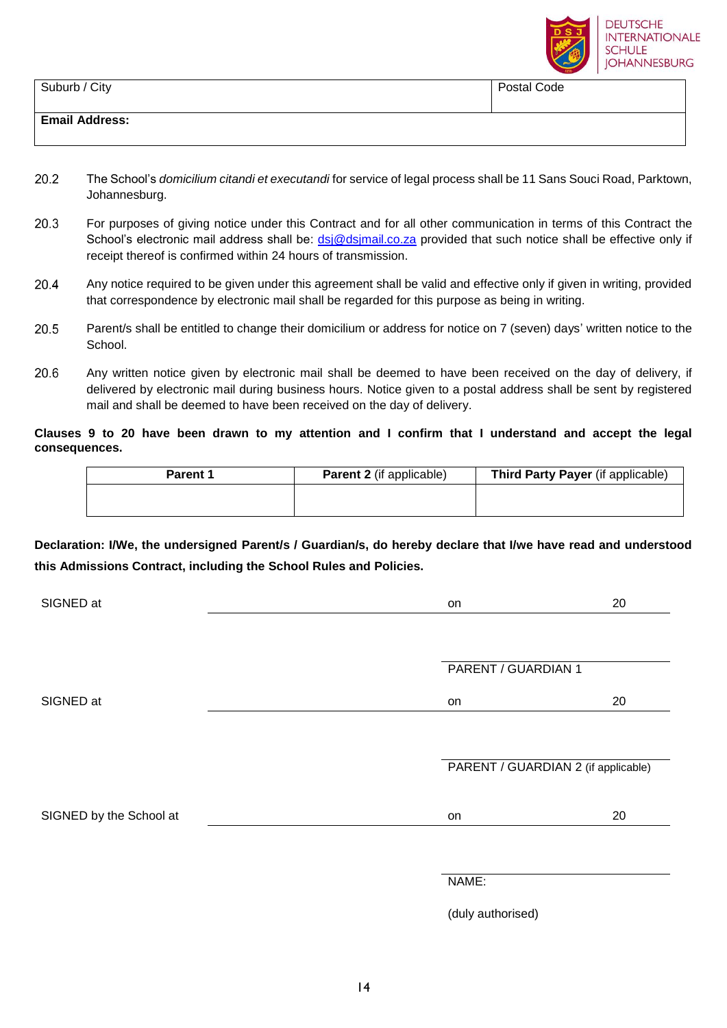| Suburb / City | Postal Code |
|---|---|
| **Email Address:** | |

20.2 The School's *domicilium citandi et executandi* for service of legal process shall be 11 Sans Souci Road, Parktown, Johannesburg.

20.3 For purposes of giving notice under this Contract and for all other communication in terms of this Contract the School's electronic mail address shall be: dsj@dsjmail.co.za provided that such notice shall be effective only if receipt thereof is confirmed within 24 hours of transmission.

20.4 Any notice required to be given under this agreement shall be valid and effective only if given in writing, provided that correspondence by electronic mail shall be regarded for this purpose as being in writing.

20.5 Parent/s shall be entitled to change their domicilium or address for notice on 7 (seven) days' written notice to the School.

20.6 Any written notice given by electronic mail shall be deemed to have been received on the day of delivery, if delivered by electronic mail during business hours. Notice given to a postal address shall be sent by registered mail and shall be deemed to have been received on the day of delivery.

**Clauses 9 to 20 have been drawn to my attention and I confirm that I understand and accept the legal consequences.**

| **Parent 1** | **Parent 2** (if applicable) | **Third Party Payer** (if applicable) |
|---|---|---|
| | | |

**Declaration: I/We, the undersigned Parent/s / Guardian/s, do hereby declare that I/we have read and understood this Admissions Contract, including the School Rules and Policies.**

SIGNED at \_\_\_\_\_\_\_\_\_\_\_\_\_\_\_\_\_\_\_\_ on \_\_\_\_\_\_\_\_\_\_ 20\_\_\_\_

\_\_\_\_\_\_\_\_\_\_\_\_\_\_\_\_\_\_\_\_
PARENT / GUARDIAN 1

SIGNED at \_\_\_\_\_\_\_\_\_\_\_\_\_\_\_\_\_\_\_\_ on \_\_\_\_\_\_\_\_\_\_ 20\_\_\_\_

\_\_\_\_\_\_\_\_\_\_\_\_\_\_\_\_\_\_\_\_
PARENT / GUARDIAN 2 (if applicable)

SIGNED by the School at \_\_\_\_\_\_\_\_\_\_\_\_\_\_\_\_\_\_\_\_ on \_\_\_\_\_\_\_\_\_\_ 20\_\_\_\_

\_\_\_\_\_\_\_\_\_\_\_\_\_\_\_\_\_\_\_\_
NAME:

(duly authorised)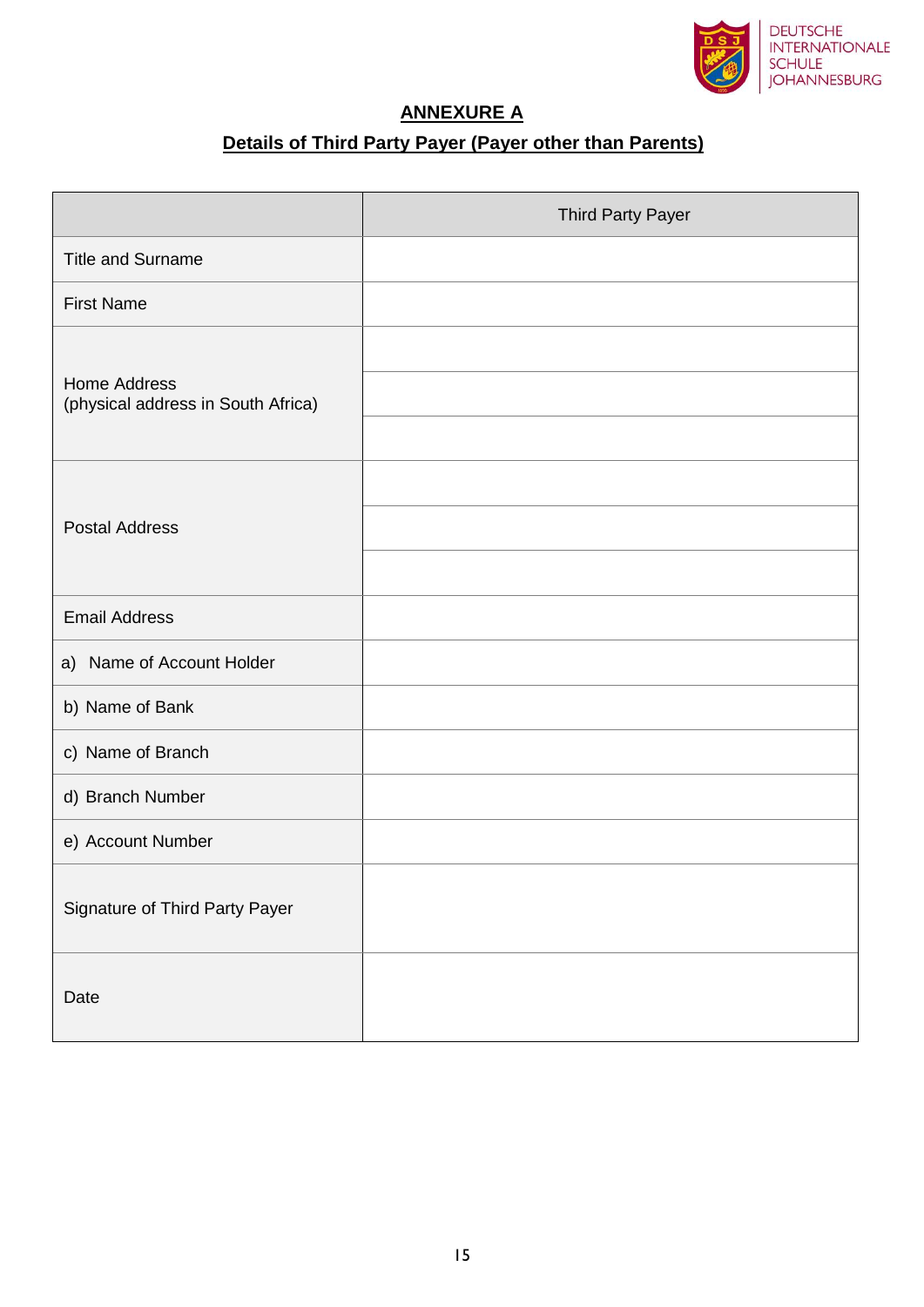DEUTSCHE INTERNATIONALE SCHULE JOHANNESBURG

## ANNEXURE A

## Details of Third Party Payer (Payer other than Parents)

| | Third Party Payer |
|---|---|
| Title and Surname | |
| First Name | |
| Home Address (physical address in South Africa) | |
| | |
| | |
| Postal Address | |
| | |
| | |
| Email Address | |
| a) Name of Account Holder | |
| b) Name of Bank | |
| c) Name of Branch | |
| d) Branch Number | |
| e) Account Number | |
| Signature of Third Party Payer | |
| Date | |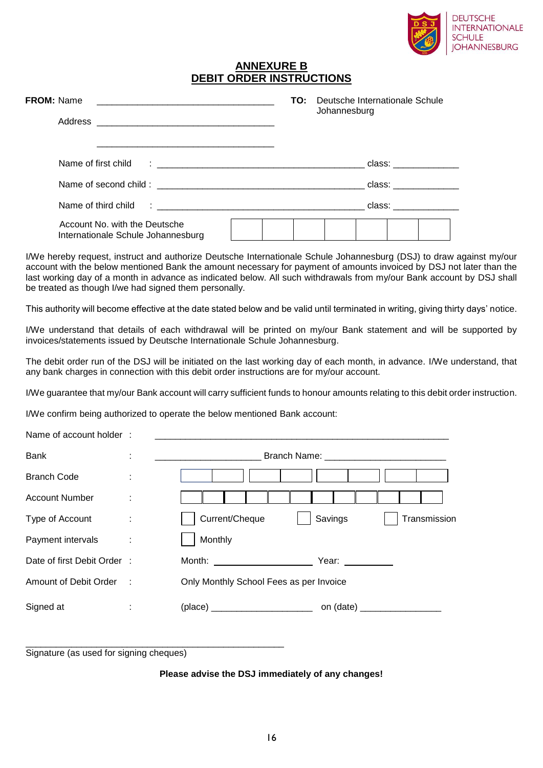DEUTSCHE INTERNATIONALE SCHULE JOHANNESBURG

## ANNEXURE B
## DEBIT ORDER INSTRUCTIONS

**FROM:** Name ___________________________________

Address ___________________________________

___________________________________

**TO:** Deutsche Internationale Schule Johannesburg

Name of first child : ________________________________________ class: _____________

Name of second child : ________________________________________ class: _____________

Name of third child : ________________________________________ class: _____________

Account No. with the Deutsche Internationale Schule Johannesburg

| | | | | | | |
|---|---|---|---|---|---|---|
| | | | | | | |

I/We hereby request, instruct and authorize Deutsche Internationale Schule Johannesburg (DSJ) to draw against my/our account with the below mentioned Bank the amount necessary for payment of amounts invoiced by DSJ not later than the last working day of a month in advance as indicated below. All such withdrawals from my/our Bank account by DSJ shall be treated as though I/we had signed them personally.

This authority will become effective at the date stated below and be valid until terminated in writing, giving thirty days' notice.

I/We understand that details of each withdrawal will be printed on my/our Bank statement and will be supported by invoices/statements issued by Deutsche Internationale Schule Johannesburg.

The debit order run of the DSJ will be initiated on the last working day of each month, in advance. I/We understand, that any bank charges in connection with this debit order instructions are for my/our account.

I/We guarantee that my/our Bank account will carry sufficient funds to honour amounts relating to this debit order instruction.

I/We confirm being authorized to operate the below mentioned Bank account:

Name of account holder : ____________________________________________________________

Bank : ______________________ Branch Name: _________________________

Branch Code : | | | | | | | | |

Account Number : | | | | | | | | | | | | |

Type of Account : ☐ Current/Cheque ☐ Savings ☐ Transmission

Payment intervals : ☐ Monthly

Date of first Debit Order : Month: ____________________ Year: __________

Amount of Debit Order : Only Monthly School Fees as per Invoice

Signed at : (place) ____________________ on (date) ________________

_____________________________________________________

Signature (as used for signing cheques)

**Please advise the DSJ immediately of any changes!**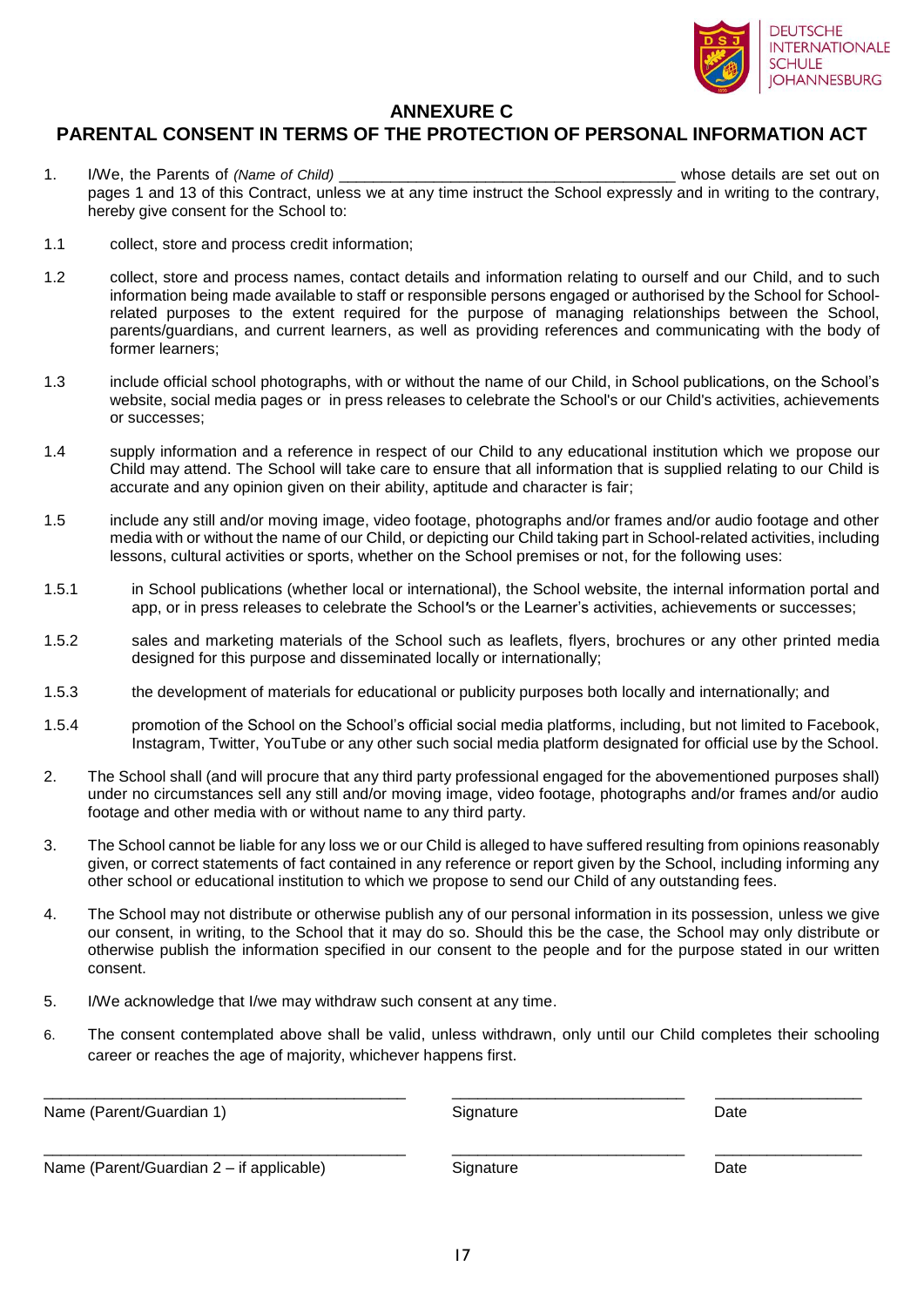DEUTSCHE INTERNATIONALE SCHULE JOHANNESBURG

## ANNEXURE C

## PARENTAL CONSENT IN TERMS OF THE PROTECTION OF PERSONAL INFORMATION ACT

1. I/We, the Parents of *(Name of Child)* ______________________________________ whose details are set out on pages 1 and 13 of this Contract, unless we at any time instruct the School expressly and in writing to the contrary, hereby give consent for the School to:

1.1 collect, store and process credit information;

1.2 collect, store and process names, contact details and information relating to ourself and our Child, and to such information being made available to staff or responsible persons engaged or authorised by the School for School-related purposes to the extent required for the purpose of managing relationships between the School, parents/guardians, and current learners, as well as providing references and communicating with the body of former learners;

1.3 include official school photographs, with or without the name of our Child, in School publications, on the School's website, social media pages or in press releases to celebrate the School's or our Child's activities, achievements or successes;

1.4 supply information and a reference in respect of our Child to any educational institution which we propose our Child may attend. The School will take care to ensure that all information that is supplied relating to our Child is accurate and any opinion given on their ability, aptitude and character is fair;

1.5 include any still and/or moving image, video footage, photographs and/or frames and/or audio footage and other media with or without the name of our Child, or depicting our Child taking part in School-related activities, including lessons, cultural activities or sports, whether on the School premises or not, for the following uses:

1.5.1 in School publications (whether local or international), the School website, the internal information portal and app, or in press releases to celebrate the School's or the Learner's activities, achievements or successes;

1.5.2 sales and marketing materials of the School such as leaflets, flyers, brochures or any other printed media designed for this purpose and disseminated locally or internationally;

1.5.3 the development of materials for educational or publicity purposes both locally and internationally; and

1.5.4 promotion of the School on the School's official social media platforms, including, but not limited to Facebook, Instagram, Twitter, YouTube or any other such social media platform designated for official use by the School.

2. The School shall (and will procure that any third party professional engaged for the abovementioned purposes shall) under no circumstances sell any still and/or moving image, video footage, photographs and/or frames and/or audio footage and other media with or without name to any third party.

3. The School cannot be liable for any loss we or our Child is alleged to have suffered resulting from opinions reasonably given, or correct statements of fact contained in any reference or report given by the School, including informing any other school or educational institution to which we propose to send our Child of any outstanding fees.

4. The School may not distribute or otherwise publish any of our personal information in its possession, unless we give our consent, in writing, to the School that it may do so. Should this be the case, the School may only distribute or otherwise publish the information specified in our consent to the people and for the purpose stated in our written consent.

5. I/We acknowledge that I/we may withdraw such consent at any time.

6. The consent contemplated above shall be valid, unless withdrawn, only until our Child completes their schooling career or reaches the age of majority, whichever happens first.

| ______________________________ | ______________________ | ______________ |
|---|---|---|
| Name (Parent/Guardian 1) | Signature | Date |
| ______________________________ | ______________________ | ______________ |
| Name (Parent/Guardian 2 – if applicable) | Signature | Date |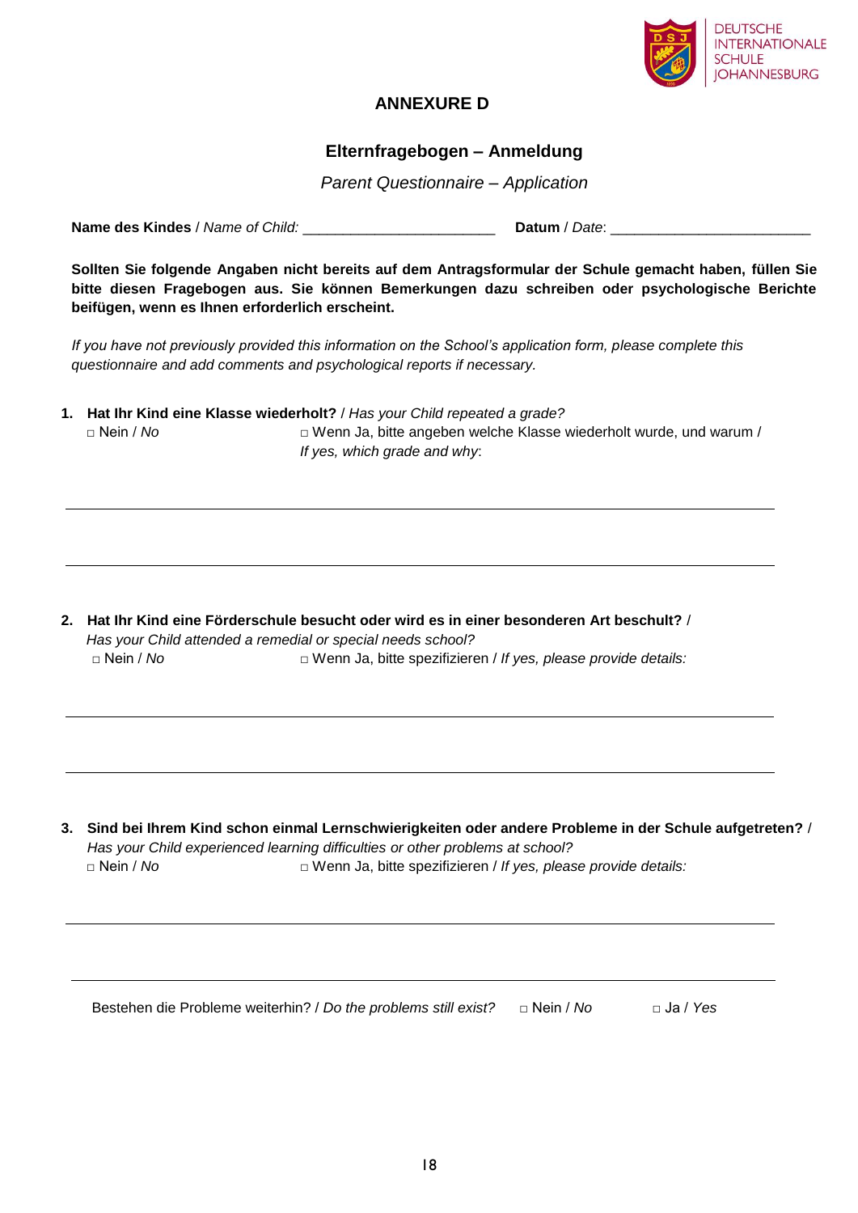DEUTSCHE INTERNATIONALE SCHULE JOHANNESBURG

## ANNEXURE D

### Elternfragebogen – Anmeldung

*Parent Questionnaire – Application*

**Name des Kindes** / *Name of Child:* ________________________ **Datum** / *Date*: ________________________

**Sollten Sie folgende Angaben nicht bereits auf dem Antragsformular der Schule gemacht haben, füllen Sie bitte diesen Fragebogen aus. Sie können Bemerkungen dazu schreiben oder psychologische Berichte beifügen, wenn es Ihnen erforderlich erscheint.**

*If you have not previously provided this information on the School's application form, please complete this questionnaire and add comments and psychological reports if necessary.*

1. **Hat Ihr Kind eine Klasse wiederholt?** / *Has your Child repeated a grade?*

   □ Nein / *No* □ Wenn Ja, bitte angeben welche Klasse wiederholt wurde, und warum / *If yes, which grade and why*:

   ______________________________________________________________________________

   ______________________________________________________________________________

2. **Hat Ihr Kind eine Förderschule besucht oder wird es in einer besonderen Art beschult?** / *Has your Child attended a remedial or special needs school?*

   □ Nein / *No* □ Wenn Ja, bitte spezifizieren / *If yes, please provide details:*

   ______________________________________________________________________________

   ______________________________________________________________________________

3. **Sind bei Ihrem Kind schon einmal Lernschwierigkeiten oder andere Probleme in der Schule aufgetreten?** / *Has your Child experienced learning difficulties or other problems at school?*

   □ Nein / *No* □ Wenn Ja, bitte spezifizieren / *If yes, please provide details:*

   ______________________________________________________________________________

   ______________________________________________________________________________

   Bestehen die Probleme weiterhin? / *Do the problems still exist?* □ Nein / *No* □ Ja / *Yes*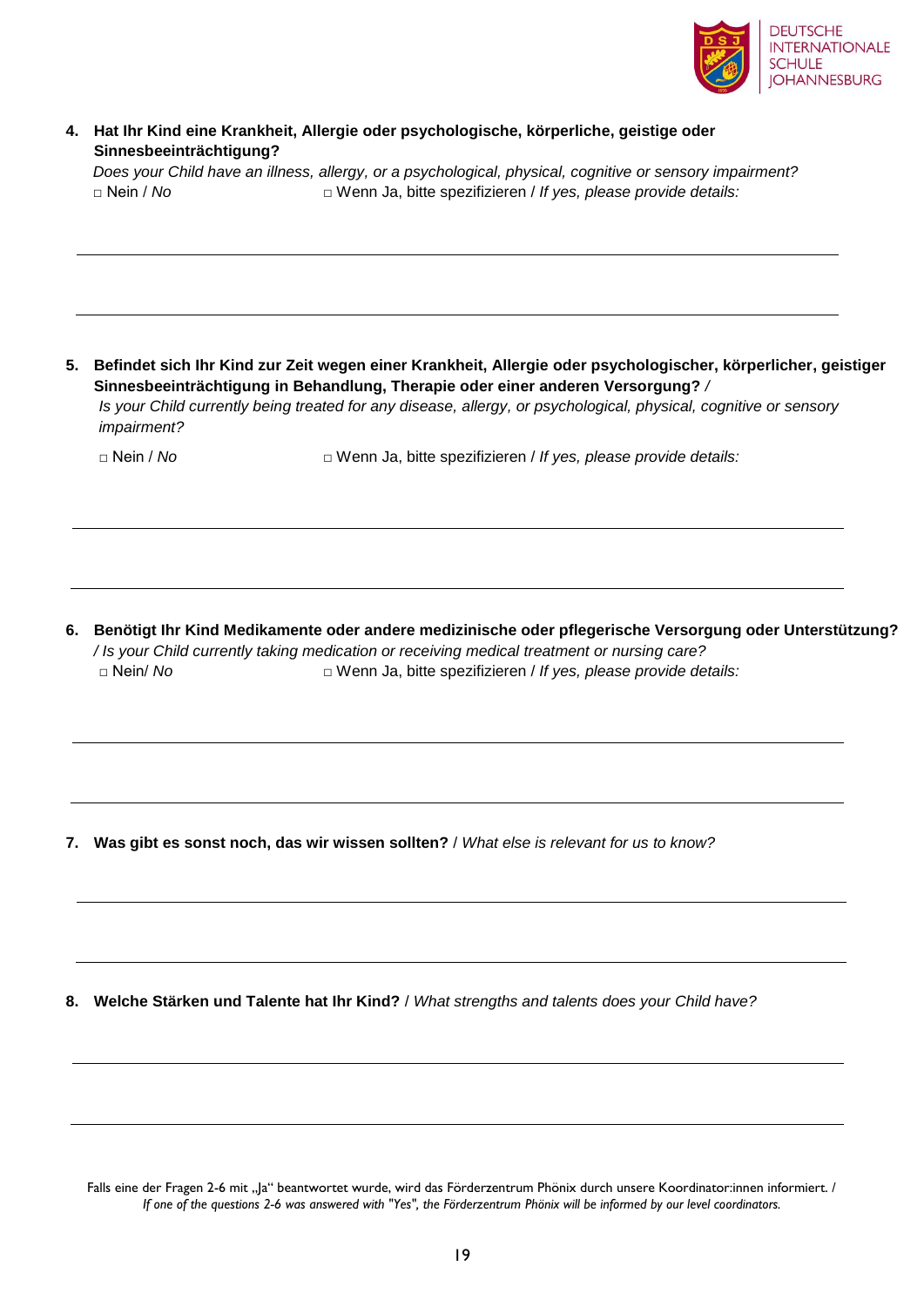4. **Hat Ihr Kind eine Krankheit, Allergie oder psychologische, körperliche, geistige oder Sinnesbeeinträchtigung?**
   *Does your Child have an illness, allergy, or a psychological, physical, cognitive or sensory impairment?*
   □ Nein / *No* □ Wenn Ja, bitte spezifizieren / *If yes, please provide details:*

   ---

   ---

5. **Befindet sich Ihr Kind zur Zeit wegen einer Krankheit, Allergie oder psychologischer, körperlicher, geistiger Sinnesbeeinträchtigung in Behandlung, Therapie oder einer anderen Versorgung?** /
   *Is your Child currently being treated for any disease, allergy, or psychological, physical, cognitive or sensory impairment?*
   □ Nein / *No* □ Wenn Ja, bitte spezifizieren / *If yes, please provide details:*

   ---

   ---

6. **Benötigt Ihr Kind Medikamente oder andere medizinische oder pflegerische Versorgung oder Unterstützung?** */ Is your Child currently taking medication or receiving medical treatment or nursing care?*
   □ Nein/ *No* □ Wenn Ja, bitte spezifizieren / *If yes, please provide details:*

   ---

   ---

7. **Was gibt es sonst noch, das wir wissen sollten?** / *What else is relevant for us to know?*

   ---

   ---

8. **Welche Stärken und Talente hat Ihr Kind?** / *What strengths and talents does your Child have?*

   ---

   ---

Falls eine der Fragen 2-6 mit „Ja" beantwortet wurde, wird das Förderzentrum Phönix durch unsere Koordinator:innen informiert. / *If one of the questions 2-6 was answered with "Yes", the Förderzentrum Phönix will be informed by our level coordinators.*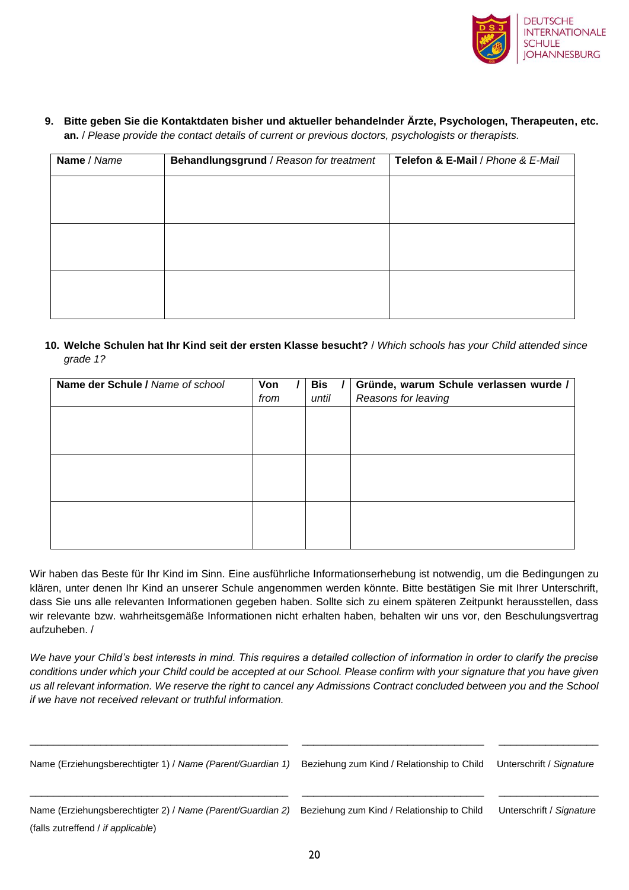9. **Bitte geben Sie die Kontaktdaten bisher und aktueller behandelnder Ärzte, Psychologen, Therapeuten, etc. an.** / *Please provide the contact details of current or previous doctors, psychologists or therapists.*

| **Name** / *Name* | **Behandlungsgrund** / *Reason for treatment* | **Telefon & E-Mail** / *Phone & E-Mail* |
|---|---|---|
| | | |
| | | |
| | | |

10. **Welche Schulen hat Ihr Kind seit der ersten Klasse besucht?** / *Which schools has your Child attended since grade 1?*

| **Name der Schule /** *Name of school* | **Von /** *from* | **Bis /** *until* | **Gründe, warum Schule verlassen wurde /** *Reasons for leaving* |
|---|---|---|---|
| | | | |
| | | | |
| | | | |

Wir haben das Beste für Ihr Kind im Sinn. Eine ausführliche Informationserhebung ist notwendig, um die Bedingungen zu klären, unter denen Ihr Kind an unserer Schule angenommen werden könnte. Bitte bestätigen Sie mit Ihrer Unterschrift, dass Sie uns alle relevanten Informationen gegeben haben. Sollte sich zu einem späteren Zeitpunkt herausstellen, dass wir relevante bzw. wahrheitsgemäße Informationen nicht erhalten haben, behalten wir uns vor, den Beschulungsvertrag aufzuheben. /

*We have your Child's best interests in mind. This requires a detailed collection of information in order to clarify the precise conditions under which your Child could be accepted at our School. Please confirm with your signature that you have given us all relevant information. We reserve the right to cancel any Admissions Contract concluded between you and the School if we have not received relevant or truthful information.*

\_\_\_\_\_\_\_\_\_\_\_\_\_\_\_\_\_\_\_\_\_\_\_\_\_\_\_\_\_\_\_\_\_\_\_\_\_\_\_\_\_\_\_\_ \_\_\_\_\_\_\_\_\_\_\_\_\_\_\_\_\_\_\_\_\_\_\_\_\_\_\_\_\_\_\_\_ \_\_\_\_\_\_\_\_\_\_\_\_\_\_\_\_\_\_

Name (Erziehungsberechtigter 1) / *Name (Parent/Guardian 1)* Beziehung zum Kind / Relationship to Child Unterschrift / *Signature*

\_\_\_\_\_\_\_\_\_\_\_\_\_\_\_\_\_\_\_\_\_\_\_\_\_\_\_\_\_\_\_\_\_\_\_\_\_\_\_\_\_\_\_\_ \_\_\_\_\_\_\_\_\_\_\_\_\_\_\_\_\_\_\_\_\_\_\_\_\_\_\_\_\_\_\_\_ \_\_\_\_\_\_\_\_\_\_\_\_\_\_\_\_\_\_

Name (Erziehungsberechtigter 2) / *Name (Parent/Guardian 2)* Beziehung zum Kind / Relationship to Child Unterschrift / *Signature*
(falls zutreffend / *if applicable*)